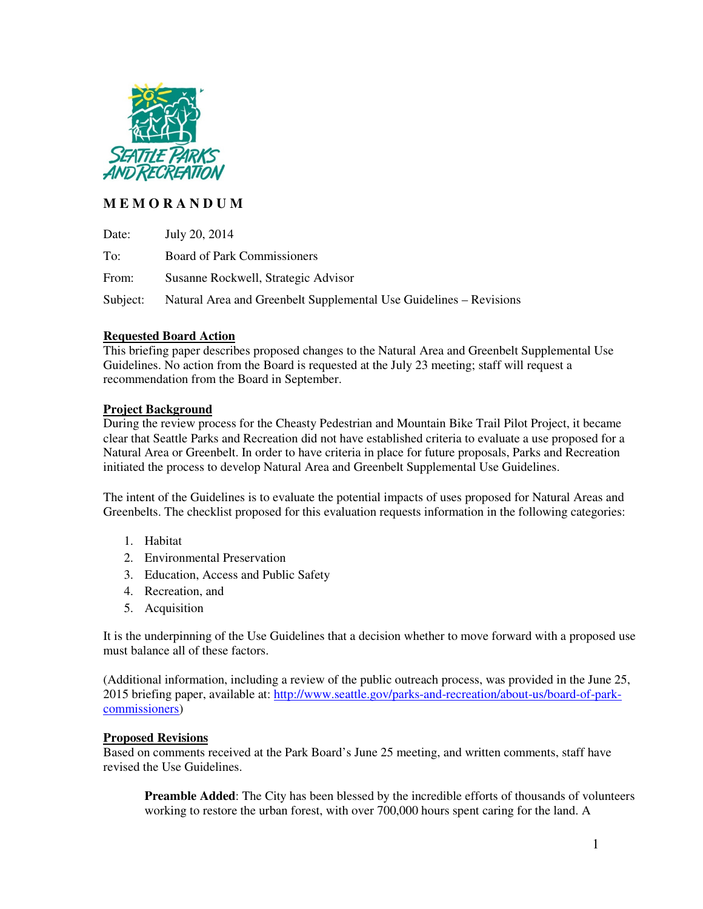# MEMORANDUM

Date: July 20, 2014

To: Board of Park Commissioners

From: Susanne Rockwell, Strategic Advisor

Subject: Natural Area and Greenbelt Supplemental Use Guidelines – Revisions

## Requested Board Action

This briefing paper describes proposed changes to the Natural Area and Greenbelt Supplemental Use Guidelines. No action from the Board is requested at the July 23 meeting; staff will request a recommendation from the Board in September.

## Project Background

During the review process for the Cheasty Pedestrian and Mountain Bike Trail Pilot Project, it became clear that Seattle Parks and Recreation did not have established criteria to evaluate a use proposed for a Natural Area or Greenbelt. In order to have criteria in place for future proposals, Parks and Recreation initiated the process to develop Natural Area and Greenbelt Supplemental Use Guidelines.

The intent of the Guidelines is to evaluate the potential impacts of uses proposed for Natural Areas and Greenbelts. The checklist proposed for this evaluation requests information in the following categories:

1. Habitat
2. Environmental Preservation
3. Education, Access and Public Safety
4. Recreation, and
5. Acquisition

It is the underpinning of the Use Guidelines that a decision whether to move forward with a proposed use must balance all of these factors.

(Additional information, including a review of the public outreach process, was provided in the June 25, 2015 briefing paper, available at: http://www.seattle.gov/parks-and-recreation/about-us/board-of-park-commissioners)

## Proposed Revisions

Based on comments received at the Park Board's June 25 meeting, and written comments, staff have revised the Use Guidelines.

> **Preamble Added**: The City has been blessed by the incredible efforts of thousands of volunteers working to restore the urban forest, with over 700,000 hours spent caring for the land. A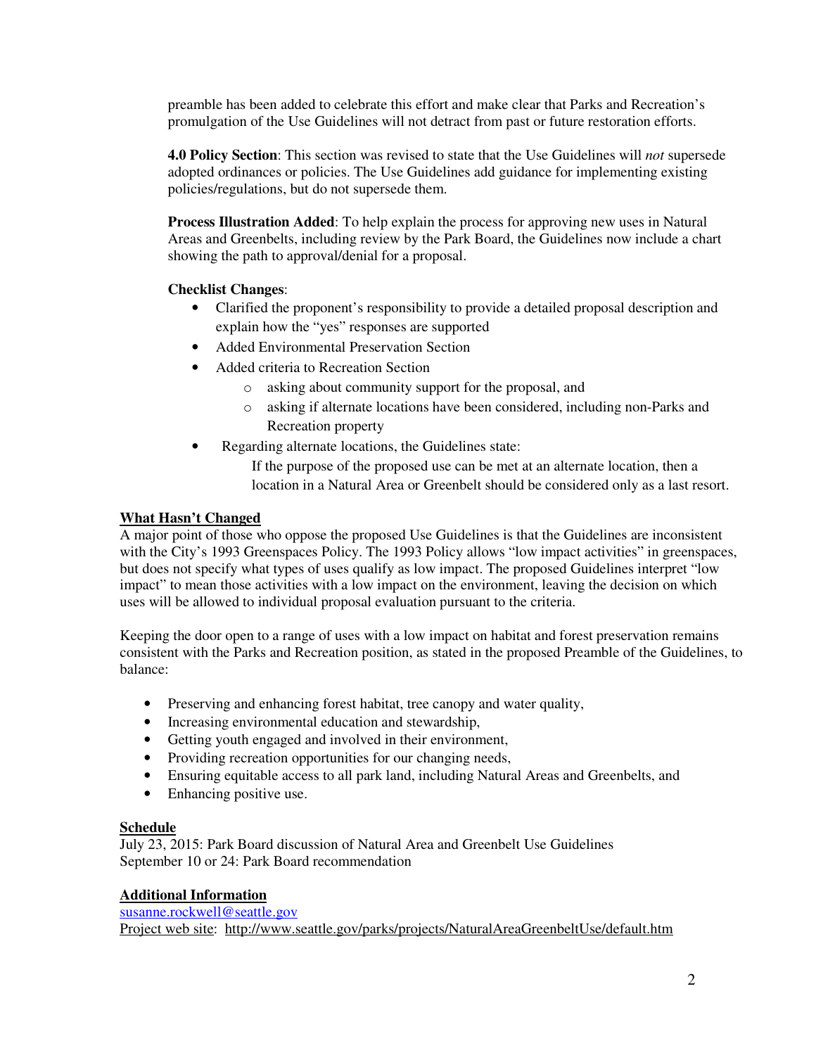preamble has been added to celebrate this effort and make clear that Parks and Recreation's promulgation of the Use Guidelines will not detract from past or future restoration efforts.

**4.0 Policy Section**: This section was revised to state that the Use Guidelines will *not* supersede adopted ordinances or policies. The Use Guidelines add guidance for implementing existing policies/regulations, but do not supersede them.

**Process Illustration Added**: To help explain the process for approving new uses in Natural Areas and Greenbelts, including review by the Park Board, the Guidelines now include a chart showing the path to approval/denial for a proposal.

**Checklist Changes**:

- Clarified the proponent's responsibility to provide a detailed proposal description and explain how the "yes" responses are supported
- Added Environmental Preservation Section
- Added criteria to Recreation Section
  - asking about community support for the proposal, and
  - asking if alternate locations have been considered, including non-Parks and Recreation property
- Regarding alternate locations, the Guidelines state:

  If the purpose of the proposed use can be met at an alternate location, then a location in a Natural Area or Greenbelt should be considered only as a last resort.

## What Hasn't Changed

A major point of those who oppose the proposed Use Guidelines is that the Guidelines are inconsistent with the City's 1993 Greenspaces Policy. The 1993 Policy allows "low impact activities" in greenspaces, but does not specify what types of uses qualify as low impact. The proposed Guidelines interpret "low impact" to mean those activities with a low impact on the environment, leaving the decision on which uses will be allowed to individual proposal evaluation pursuant to the criteria.

Keeping the door open to a range of uses with a low impact on habitat and forest preservation remains consistent with the Parks and Recreation position, as stated in the proposed Preamble of the Guidelines, to balance:

- Preserving and enhancing forest habitat, tree canopy and water quality,
- Increasing environmental education and stewardship,
- Getting youth engaged and involved in their environment,
- Providing recreation opportunities for our changing needs,
- Ensuring equitable access to all park land, including Natural Areas and Greenbelts, and
- Enhancing positive use.

## Schedule

July 23, 2015: Park Board discussion of Natural Area and Greenbelt Use Guidelines
September 10 or 24: Park Board recommendation

## Additional Information

susanne.rockwell@seattle.gov
Project web site: http://www.seattle.gov/parks/projects/NaturalAreaGreenbeltUse/default.htm